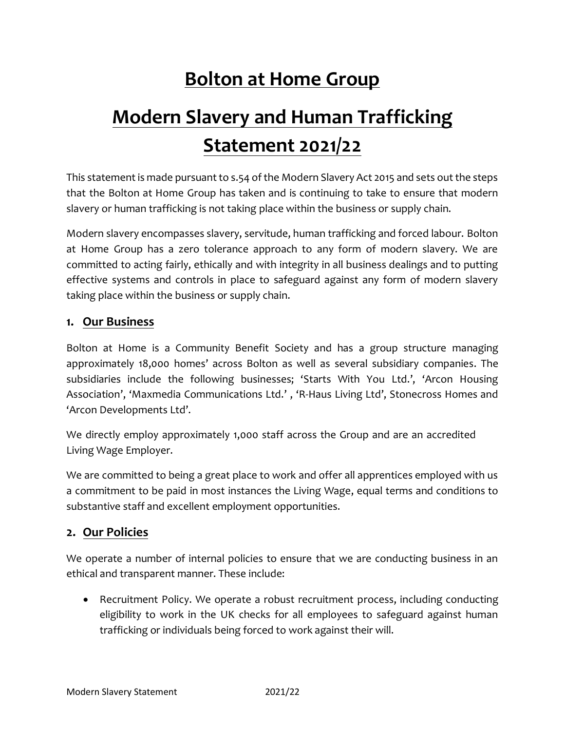# Bolton at Home Group

# Modern Slavery and Human Trafficking Statement 2021/22

This statement is made pursuant to s.54 of the Modern Slavery Act 2015 and sets out the steps that the Bolton at Home Group has taken and is continuing to take to ensure that modern slavery or human trafficking is not taking place within the business or supply chain.

Modern slavery encompasses slavery, servitude, human trafficking and forced labour. Bolton at Home Group has a zero tolerance approach to any form of modern slavery. We are committed to acting fairly, ethically and with integrity in all business dealings and to putting effective systems and controls in place to safeguard against any form of modern slavery taking place within the business or supply chain.

## 1. Our Business

Bolton at Home is a Community Benefit Society and has a group structure managing approximately 18,000 homes' across Bolton as well as several subsidiary companies. The subsidiaries include the following businesses; 'Starts With You Ltd.', 'Arcon Housing Association', 'Maxmedia Communications Ltd.' , 'R-Haus Living Ltd', Stonecross Homes and 'Arcon Developments Ltd'.

We directly employ approximately 1,000 staff across the Group and are an accredited Living Wage Employer.

We are committed to being a great place to work and offer all apprentices employed with us a commitment to be paid in most instances the Living Wage, equal terms and conditions to substantive staff and excellent employment opportunities.

## 2. Our Policies

We operate a number of internal policies to ensure that we are conducting business in an ethical and transparent manner. These include:

- Recruitment Policy. We operate a robust recruitment process, including conducting eligibility to work in the UK checks for all employees to safeguard against human trafficking or individuals being forced to work against their will.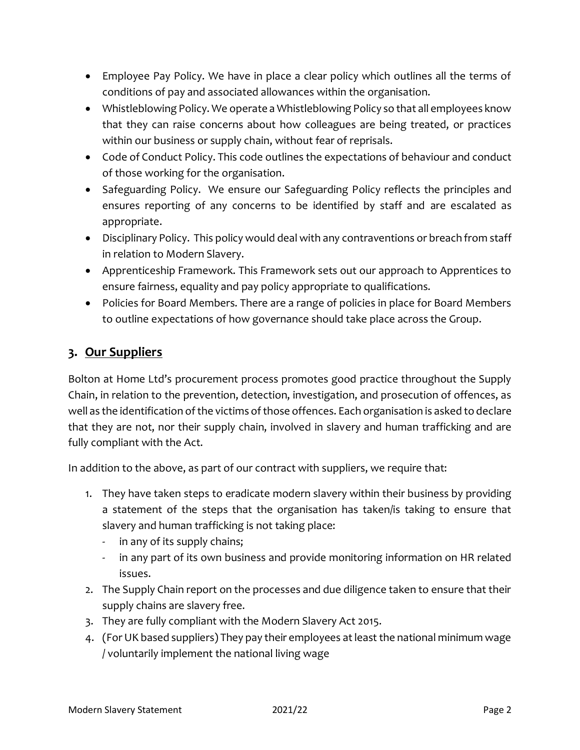- Employee Pay Policy. We have in place a clear policy which outlines all the terms of conditions of pay and associated allowances within the organisation.
- Whistleblowing Policy. We operate a Whistleblowing Policy so that all employees know that they can raise concerns about how colleagues are being treated, or practices within our business or supply chain, without fear of reprisals.
- Code of Conduct Policy. This code outlines the expectations of behaviour and conduct of those working for the organisation.
- Safeguarding Policy. We ensure our Safeguarding Policy reflects the principles and ensures reporting of any concerns to be identified by staff and are escalated as appropriate.
- Disciplinary Policy. This policy would deal with any contraventions or breach from staff in relation to Modern Slavery.
- Apprenticeship Framework. This Framework sets out our approach to Apprentices to ensure fairness, equality and pay policy appropriate to qualifications.
- Policies for Board Members. There are a range of policies in place for Board Members to outline expectations of how governance should take place across the Group.

## 3. <u>Our Suppliers</u>

Bolton at Home Ltd's procurement process promotes good practice throughout the Supply Chain, in relation to the prevention, detection, investigation, and prosecution of offences, as well as the identification of the victims of those offences. Each organisation is asked to declare that they are not, nor their supply chain, involved in slavery and human trafficking and are fully compliant with the Act.

In addition to the above, as part of our contract with suppliers, we require that:

1. They have taken steps to eradicate modern slavery within their business by providing a statement of the steps that the organisation has taken/is taking to ensure that slavery and human trafficking is not taking place:
   - in any of its supply chains;
   - in any part of its own business and provide monitoring information on HR related issues.
2. The Supply Chain report on the processes and due diligence taken to ensure that their supply chains are slavery free.
3. They are fully compliant with the Modern Slavery Act 2015.
4. (For UK based suppliers) They pay their employees at least the national minimum wage / voluntarily implement the national living wage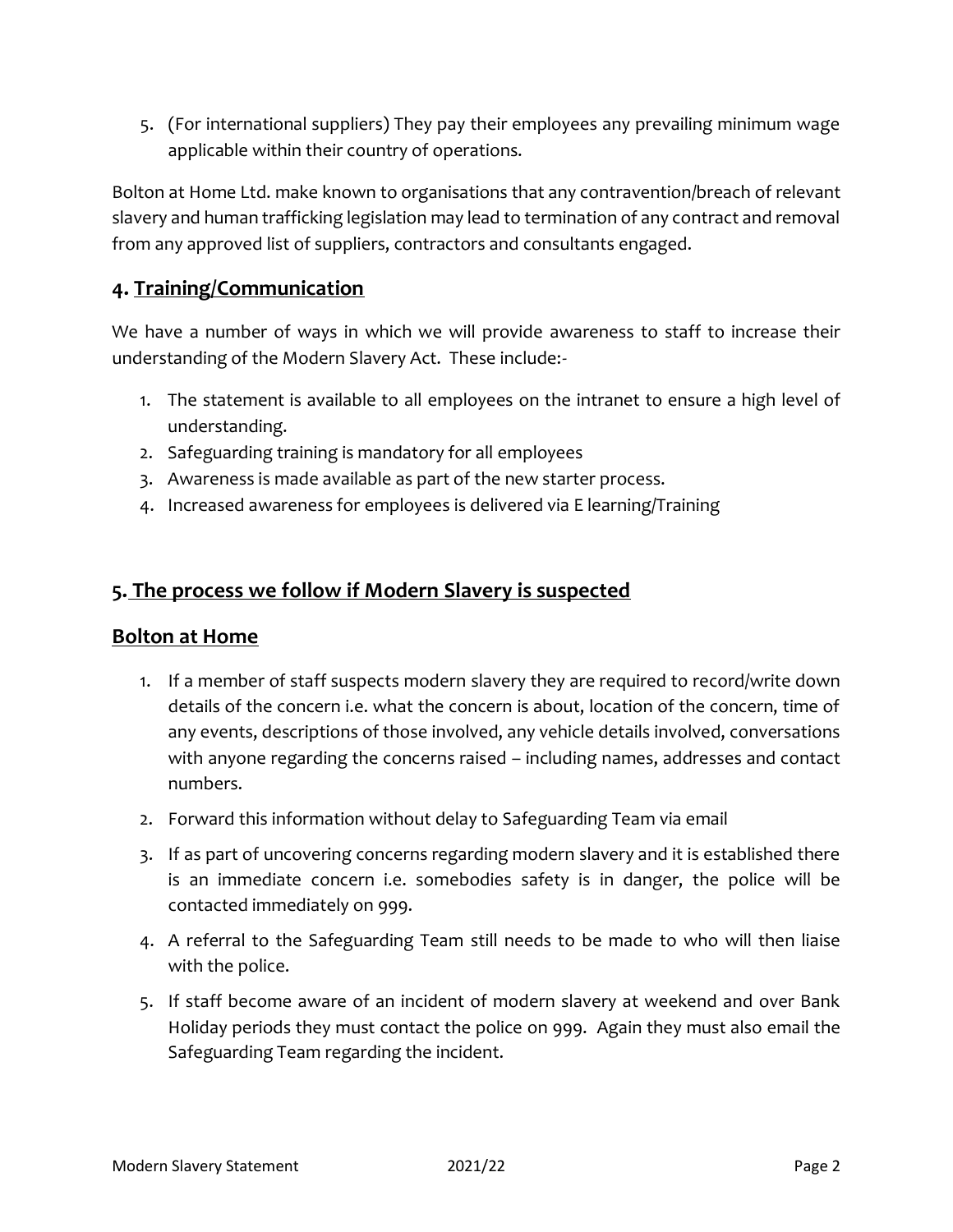5. (For international suppliers) They pay their employees any prevailing minimum wage applicable within their country of operations.

Bolton at Home Ltd. make known to organisations that any contravention/breach of relevant slavery and human trafficking legislation may lead to termination of any contract and removal from any approved list of suppliers, contractors and consultants engaged.

## 4. Training/Communication

We have a number of ways in which we will provide awareness to staff to increase their understanding of the Modern Slavery Act. These include:-

1. The statement is available to all employees on the intranet to ensure a high level of understanding.
2. Safeguarding training is mandatory for all employees
3. Awareness is made available as part of the new starter process.
4. Increased awareness for employees is delivered via E learning/Training

## 5. The process we follow if Modern Slavery is suspected

## Bolton at Home

1. If a member of staff suspects modern slavery they are required to record/write down details of the concern i.e. what the concern is about, location of the concern, time of any events, descriptions of those involved, any vehicle details involved, conversations with anyone regarding the concerns raised – including names, addresses and contact numbers.
2. Forward this information without delay to Safeguarding Team via email
3. If as part of uncovering concerns regarding modern slavery and it is established there is an immediate concern i.e. somebodies safety is in danger, the police will be contacted immediately on 999.
4. A referral to the Safeguarding Team still needs to be made to who will then liaise with the police.
5. If staff become aware of an incident of modern slavery at weekend and over Bank Holiday periods they must contact the police on 999. Again they must also email the Safeguarding Team regarding the incident.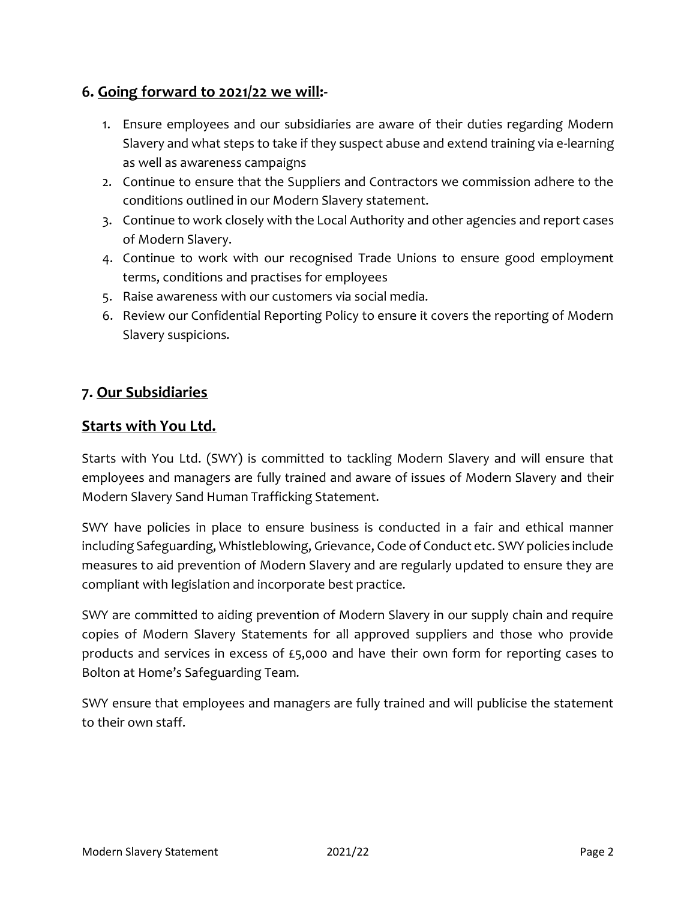## 6. **Going forward to 2021/22 we will**:-

1. Ensure employees and our subsidiaries are aware of their duties regarding Modern Slavery and what steps to take if they suspect abuse and extend training via e-learning as well as awareness campaigns
2. Continue to ensure that the Suppliers and Contractors we commission adhere to the conditions outlined in our Modern Slavery statement.
3. Continue to work closely with the Local Authority and other agencies and report cases of Modern Slavery.
4. Continue to work with our recognised Trade Unions to ensure good employment terms, conditions and practises for employees
5. Raise awareness with our customers via social media.
6. Review our Confidential Reporting Policy to ensure it covers the reporting of Modern Slavery suspicions.

## 7. **Our Subsidiaries**

### **Starts with You Ltd.**

Starts with You Ltd. (SWY) is committed to tackling Modern Slavery and will ensure that employees and managers are fully trained and aware of issues of Modern Slavery and their Modern Slavery Sand Human Trafficking Statement.

SWY have policies in place to ensure business is conducted in a fair and ethical manner including Safeguarding, Whistleblowing, Grievance, Code of Conduct etc. SWY policies include measures to aid prevention of Modern Slavery and are regularly updated to ensure they are compliant with legislation and incorporate best practice.

SWY are committed to aiding prevention of Modern Slavery in our supply chain and require copies of Modern Slavery Statements for all approved suppliers and those who provide products and services in excess of £5,000 and have their own form for reporting cases to Bolton at Home's Safeguarding Team.

SWY ensure that employees and managers are fully trained and will publicise the statement to their own staff.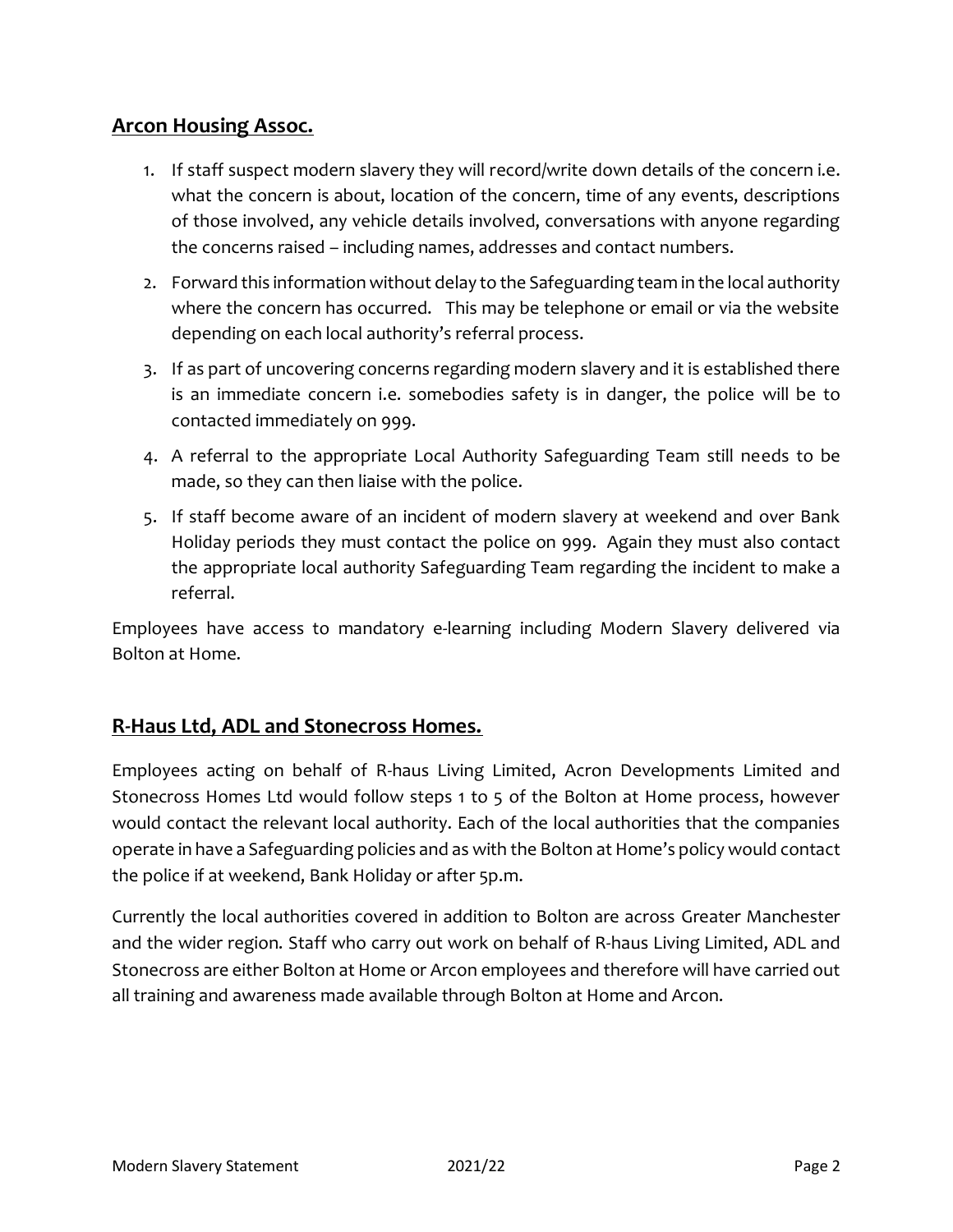## **Arcon Housing Assoc.**

1. If staff suspect modern slavery they will record/write down details of the concern i.e. what the concern is about, location of the concern, time of any events, descriptions of those involved, any vehicle details involved, conversations with anyone regarding the concerns raised – including names, addresses and contact numbers.
2. Forward this information without delay to the Safeguarding team in the local authority where the concern has occurred. This may be telephone or email or via the website depending on each local authority's referral process.
3. If as part of uncovering concerns regarding modern slavery and it is established there is an immediate concern i.e. somebodies safety is in danger, the police will be to contacted immediately on 999.
4. A referral to the appropriate Local Authority Safeguarding Team still needs to be made, so they can then liaise with the police.
5. If staff become aware of an incident of modern slavery at weekend and over Bank Holiday periods they must contact the police on 999. Again they must also contact the appropriate local authority Safeguarding Team regarding the incident to make a referral.

Employees have access to mandatory e-learning including Modern Slavery delivered via Bolton at Home.

## **R-Haus Ltd, ADL and Stonecross Homes.**

Employees acting on behalf of R-haus Living Limited, Acron Developments Limited and Stonecross Homes Ltd would follow steps 1 to 5 of the Bolton at Home process, however would contact the relevant local authority. Each of the local authorities that the companies operate in have a Safeguarding policies and as with the Bolton at Home's policy would contact the police if at weekend, Bank Holiday or after 5p.m.

Currently the local authorities covered in addition to Bolton are across Greater Manchester and the wider region. Staff who carry out work on behalf of R-haus Living Limited, ADL and Stonecross are either Bolton at Home or Arcon employees and therefore will have carried out all training and awareness made available through Bolton at Home and Arcon.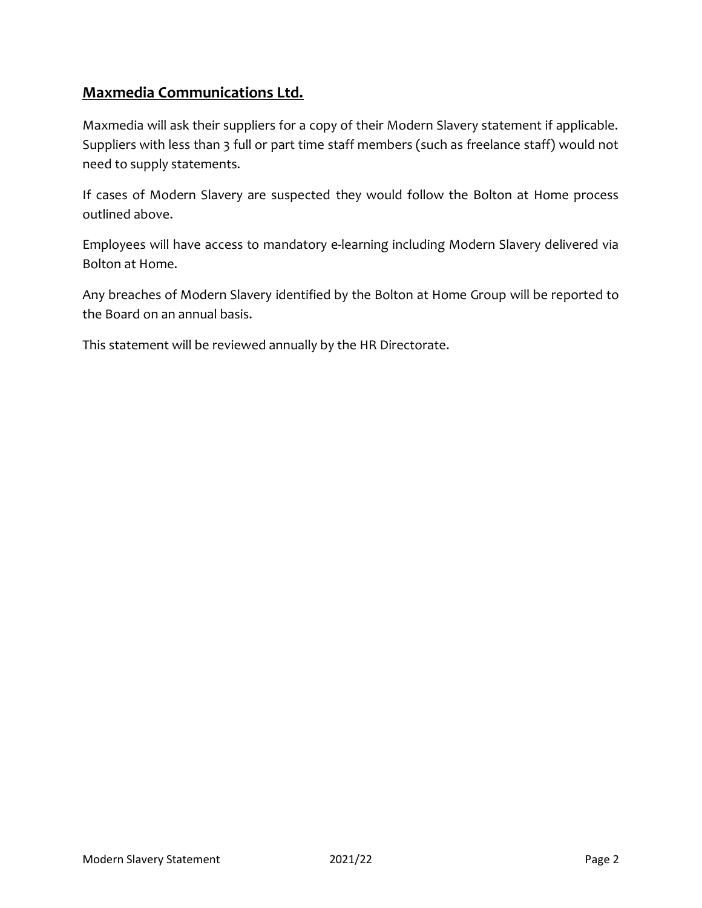## **Maxmedia Communications Ltd.**

Maxmedia will ask their suppliers for a copy of their Modern Slavery statement if applicable. Suppliers with less than 3 full or part time staff members (such as freelance staff) would not need to supply statements.

If cases of Modern Slavery are suspected they would follow the Bolton at Home process outlined above.

Employees will have access to mandatory e-learning including Modern Slavery delivered via Bolton at Home.

Any breaches of Modern Slavery identified by the Bolton at Home Group will be reported to the Board on an annual basis.

This statement will be reviewed annually by the HR Directorate.